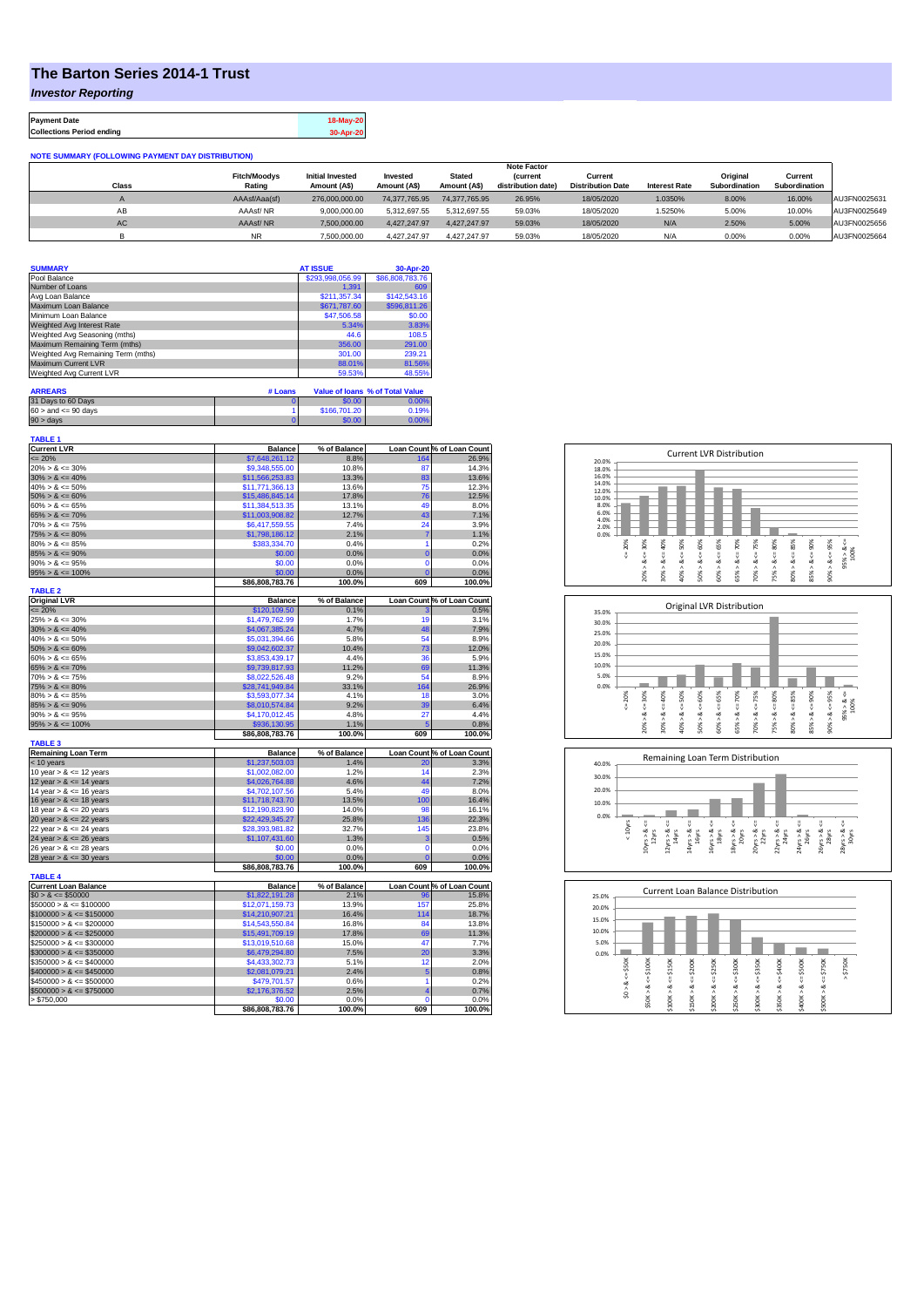# The Barton Series 2014-1 Trust

*Investor Reporting*

| Payment Date | 18-May-20 |
|---|---|
| Collections Period ending | 30-Apr-20 |

**NOTE SUMMARY (FOLLOWING PAYMENT DAY DISTRIBUTION)**

| Class | Fitch/Moodys Rating | Initial Invested Amount (A$) | Invested Amount (A$) | Stated Amount (A$) | Note Factor (current distribution date) | Current Distribution Date | Interest Rate | Original Subordination | Current Subordination | |
|---|---|---|---|---|---|---|---|---|---|---|
| A | AAAsf/Aaa(sf) | 276,000,000.00 | 74,377,765.95 | 74,377,765.95 | 26.95% | 18/05/2020 | 1.0350% | 8.00% | 16.00% | AU3FN0025631 |
| AB | AAAsf/ NR | 9,000,000.00 | 5,312,697.55 | 5,312,697.55 | 59.03% | 18/05/2020 | 1.5250% | 5.00% | 10.00% | AU3FN0025649 |
| AC | AAAsf/ NR | 7,500,000.00 | 4,427,247.97 | 4,427,247.97 | 59.03% | 18/05/2020 | N/A | 2.50% | 5.00% | AU3FN0025656 |
| B | NR | 7,500,000.00 | 4,427,247.97 | 4,427,247.97 | 59.03% | 18/05/2020 | N/A | 0.00% | 0.00% | AU3FN0025664 |

| SUMMARY | AT ISSUE | 30-Apr-20 |
|---|---|---|
| Pool Balance | $293,998,056.99 | $86,808,783.76 |
| Number of Loans | 1,391 | 609 |
| Avg Loan Balance | $211,357.34 | $142,543.16 |
| Maximum Loan Balance | $671,787.60 | $596,811.26 |
| Minimum Loan Balance | $47,506.58 | $0.00 |
| Weighted Avg Interest Rate | 5.34% | 3.83% |
| Weighted Avg Seasoning (mths) | 44.6 | 108.5 |
| Maximum Remaining Term (mths) | 356.00 | 291.00 |
| Weighted Avg Remaining Term (mths) | 301.00 | 239.21 |
| Maximum Current LVR | 88.01% | 81.56% |
| Weighted Avg Current LVR | 59.53% | 48.55% |

| ARREARS | # Loans | Value of loans | % of Total Value |
|---|---|---|---|
| 31 Days to 60 Days | 0 | $0.00 | 0.00% |
| 60 > and <= 90 days | 1 | $166,701.20 | 0.19% |
| 90 > days | 0 | $0.00 | 0.00% |

**TABLE 1**

| Current LVR | Balance | % of Balance | Loan Count | % of Loan Count |
|---|---|---|---|---|
| <= 20% | $7,648,261.12 | 8.8% | 164 | 26.9% |
| 20% > & <= 30% | $9,348,555.00 | 10.8% | 87 | 14.3% |
| 30% > & <= 40% | $11,566,253.83 | 13.3% | 83 | 13.6% |
| 40% > & <= 50% | $11,771,366.13 | 13.6% | 75 | 12.3% |
| 50% > & <= 60% | $15,486,845.14 | 17.8% | 76 | 12.5% |
| 60% > & <= 65% | $11,384,513.35 | 13.1% | 49 | 8.0% |
| 65% > & <= 70% | $11,003,908.82 | 12.7% | 43 | 7.1% |
| 70% > & <= 75% | $6,417,559.55 | 7.4% | 24 | 3.9% |
| 75% > & <= 80% | $1,798,186.12 | 2.1% | 7 | 1.1% |
| 80% > & <= 85% | $383,334.70 | 0.4% | 1 | 0.2% |
| 85% > & <= 90% | $0.00 | 0.0% | 0 | 0.0% |
| 90% > & <= 95% | $0.00 | 0.0% | 0 | 0.0% |
| 95% > & <= 100% | $0.00 | 0.0% | 0 | 0.0% |
| | $86,808,783.76 | 100.0% | 609 | 100.0% |

**TABLE 2**

| Original LVR | Balance | % of Balance | Loan Count | % of Loan Count |
|---|---|---|---|---|
| <= 20% | $120,109.50 | 0.1% | 3 | 0.5% |
| 25% > & <= 30% | $1,479,762.99 | 1.7% | 19 | 3.1% |
| 30% > & <= 40% | $4,067,385.24 | 4.7% | 48 | 7.9% |
| 40% > & <= 50% | $5,031,394.66 | 5.8% | 54 | 8.9% |
| 50% > & <= 60% | $9,042,602.37 | 10.4% | 73 | 12.0% |
| 60% > & <= 65% | $3,853,439.17 | 4.4% | 36 | 5.9% |
| 65% > & <= 70% | $9,739,817.93 | 11.2% | 69 | 11.3% |
| 70% > & <= 75% | $8,022,526.48 | 9.2% | 54 | 8.9% |
| 75% > & <= 80% | $28,741,949.84 | 33.1% | 164 | 26.9% |
| 80% > & <= 85% | $3,593,077.34 | 4.1% | 18 | 3.0% |
| 85% > & <= 90% | $8,010,574.84 | 9.2% | 39 | 6.4% |
| 90% > & <= 95% | $4,170,012.45 | 4.8% | 27 | 4.4% |
| 95% > & <= 100% | $936,130.95 | 1.1% | 5 | 0.8% |
| | $86,808,783.76 | 100.0% | 609 | 100.0% |

**TABLE 3**

| Remaining Loan Term | Balance | % of Balance | Loan Count | % of Loan Count |
|---|---|---|---|---|
| < 10 years | $1,237,503.03 | 1.4% | 20 | 3.3% |
| 10 year > & <= 12 years | $1,002,082.00 | 1.2% | 14 | 2.3% |
| 12 year > & <= 14 years | $4,026,764.88 | 4.6% | 44 | 7.2% |
| 14 year > & <= 16 years | $4,702,107.56 | 5.4% | 49 | 8.0% |
| 16 year > & <= 18 years | $11,718,743.70 | 13.5% | 100 | 16.4% |
| 18 year > & <= 20 years | $12,190,823.90 | 14.0% | 98 | 16.1% |
| 20 year > & <= 22 years | $22,429,345.27 | 25.8% | 136 | 22.3% |
| 22 year > & <= 24 years | $28,393,981.82 | 32.7% | 145 | 23.8% |
| 24 year > & <= 26 years | $1,107,431.60 | 1.3% | 3 | 0.5% |
| 26 year > & <= 28 years | $0.00 | 0.0% | 0 | 0.0% |
| 28 year > & <= 30 years | $0.00 | 0.0% | 0 | 0.0% |
| | $86,808,783.76 | 100.0% | 609 | 100.0% |

**TABLE 4**

| Current Loan Balance | Balance | % of Balance | Loan Count | % of Loan Count |
|---|---|---|---|---|
| $0 > & <= $50000 | $1,822,191.28 | 2.1% | 96 | 15.8% |
| $50000 > & <= $100000 | $12,071,159.73 | 13.9% | 157 | 25.8% |
| $100000 > & <= $150000 | $14,210,907.21 | 16.4% | 114 | 18.7% |
| $150000 > & <= $200000 | $14,543,550.84 | 16.8% | 84 | 13.8% |
| $200000 > & <= $250000 | $15,491,709.19 | 17.8% | 69 | 11.3% |
| $250000 > & <= $300000 | $13,019,510.68 | 15.0% | 47 | 7.7% |
| $300000 > & <= $350000 | $6,479,294.80 | 7.5% | 20 | 3.3% |
| $350000 > & <= $400000 | $4,433,302.73 | 5.1% | 12 | 2.0% |
| $400000 > & <= $450000 | $2,081,079.21 | 2.4% | 5 | 0.8% |
| $450000 > & <= $500000 | $479,701.57 | 0.6% | 1 | 0.2% |
| $500000 > & <= $750000 | $2,176,376.52 | 2.5% | 4 | 0.7% |
| > $750,000 | $0.00 | 0.0% | 0 | 0.0% |
| | $86,808,783.76 | 100.0% | 609 | 100.0% |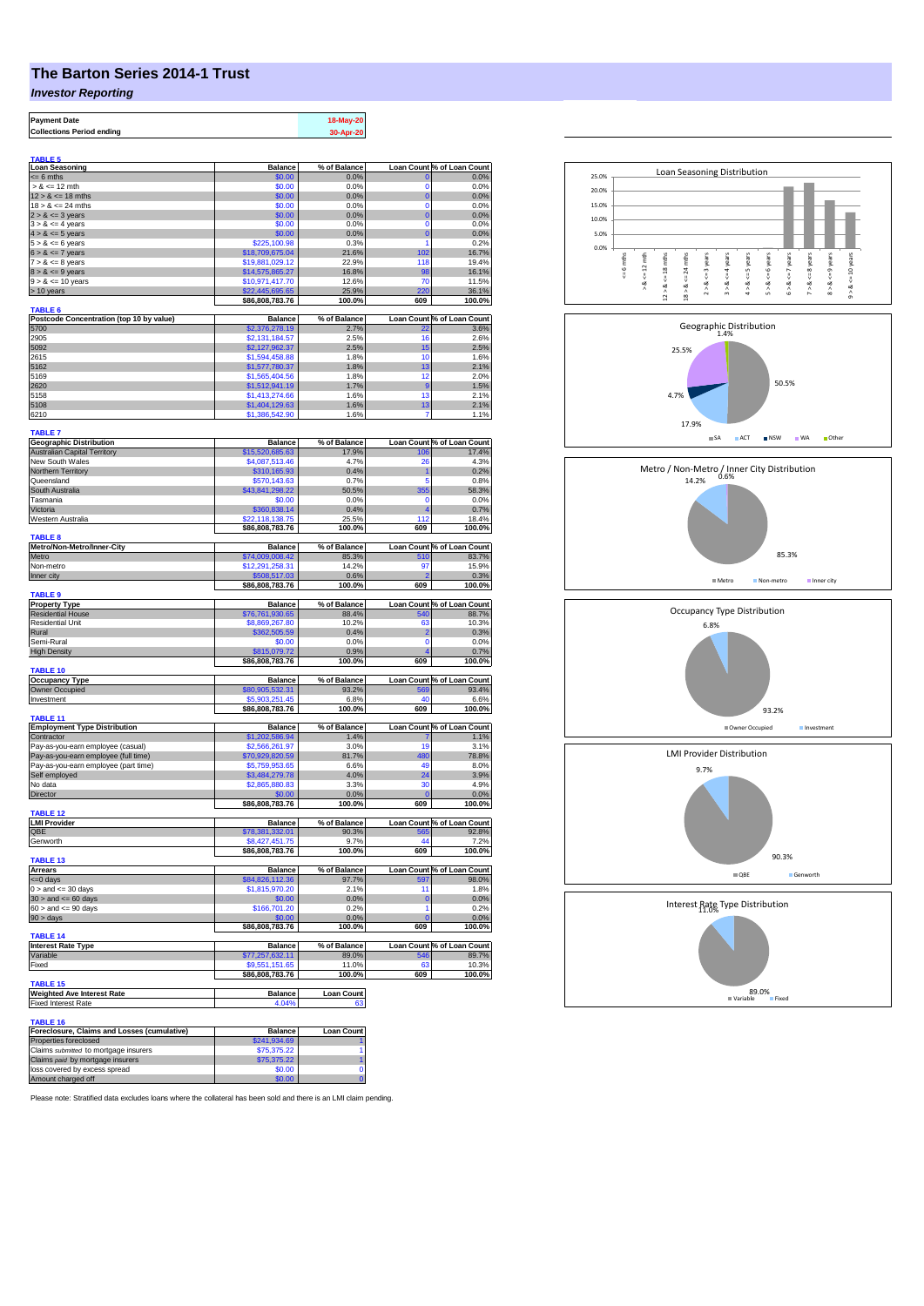# The Barton Series 2014-1 Trust

*Investor Reporting*

| | |
|---|---|
| **Payment Date** | 18-May-20 |
| **Collections Period ending** | 30-Apr-20 |

**TABLE 5**

| Loan Seasoning | Balance | % of Balance | Loan Count | % of Loan Count |
|---|---|---|---|---|
| <= 6 mths | $0.00 | 0.0% | 0 | 0.0% |
| > & <= 12 mth | $0.00 | 0.0% | 0 | 0.0% |
| 12 > & <= 18 mths | $0.00 | 0.0% | 0 | 0.0% |
| 18 > & <= 24 mths | $0.00 | 0.0% | 0 | 0.0% |
| 2 > & <= 3 years | $0.00 | 0.0% | 0 | 0.0% |
| 3 > & <= 4 years | $0.00 | 0.0% | 0 | 0.0% |
| 4 > & <= 5 years | $0.00 | 0.0% | 0 | 0.0% |
| 5 > & <= 6 years | $225,100.98 | 0.3% | 1 | 0.2% |
| 6 > & <= 7 years | $18,709,675.04 | 21.6% | 102 | 16.7% |
| 7 > & <= 8 years | $19,881,029.12 | 22.9% | 118 | 19.4% |
| 8 > & <= 9 years | $14,575,865.27 | 16.8% | 98 | 16.1% |
| 9 > & <= 10 years | $10,971,417.70 | 12.6% | 70 | 11.5% |
| > 10 years | $22,445,695.65 | 25.9% | 220 | 36.1% |
| | $86,808,783.76 | 100.0% | 609 | 100.0% |

**TABLE 6**

| Postcode Concentration (top 10 by value) | Balance | % of Balance | Loan Count | % of Loan Count |
|---|---|---|---|---|
| 5700 | $2,376,278.19 | 2.7% | 22 | 3.6% |
| 2905 | $2,131,184.57 | 2.5% | 16 | 2.6% |
| 5092 | $2,127,962.37 | 2.5% | 15 | 2.5% |
| 2615 | $1,594,458.88 | 1.8% | 10 | 1.6% |
| 5162 | $1,577,780.37 | 1.8% | 13 | 2.1% |
| 5169 | $1,565,404.56 | 1.8% | 12 | 2.0% |
| 2620 | $1,512,941.19 | 1.7% | 9 | 1.5% |
| 5158 | $1,413,274.66 | 1.6% | 13 | 2.1% |
| 5108 | $1,404,129.63 | 1.6% | 13 | 2.1% |
| 6210 | $1,386,542.90 | 1.6% | 7 | 1.1% |

**TABLE 7**

| Geographic Distribution | Balance | % of Balance | Loan Count | % of Loan Count |
|---|---|---|---|---|
| Australian Capital Territory | $15,520,685.63 | 17.9% | 106 | 17.4% |
| New South Wales | $4,087,513.46 | 4.7% | 26 | 4.3% |
| Northern Territory | $310,165.93 | 0.4% | 1 | 0.2% |
| Queensland | $570,143.63 | 0.7% | 5 | 0.8% |
| South Australia | $43,841,298.22 | 50.5% | 355 | 58.3% |
| Tasmania | $0.00 | 0.0% | 0 | 0.0% |
| Victoria | $360,838.14 | 0.4% | 4 | 0.7% |
| Western Australia | $22,118,138.75 | 25.5% | 112 | 18.4% |
| | $86,808,783.76 | 100.0% | 609 | 100.0% |

**TABLE 8**

| Metro/Non-Metro/Inner-City | Balance | % of Balance | Loan Count | % of Loan Count |
|---|---|---|---|---|
| Metro | $74,009,008.42 | 85.3% | 510 | 83.7% |
| Non-metro | $12,291,258.31 | 14.2% | 97 | 15.9% |
| Inner city | $508,517.03 | 0.6% | 2 | 0.3% |
| | $86,808,783.76 | 100.0% | 609 | 100.0% |

**TABLE 9**

| Property Type | Balance | % of Balance | Loan Count | % of Loan Count |
|---|---|---|---|---|
| Residential House | $76,761,930.65 | 88.4% | 540 | 88.7% |
| Residential Unit | $8,869,267.80 | 10.2% | 63 | 10.3% |
| Rural | $362,505.59 | 0.4% | 2 | 0.3% |
| Semi-Rural | $0.00 | 0.0% | 0 | 0.0% |
| High Density | $815,079.72 | 0.9% | 4 | 0.7% |
| | $86,808,783.76 | 100.0% | 609 | 100.0% |

**TABLE 10**

| Occupancy Type | Balance | % of Balance | Loan Count | % of Loan Count |
|---|---|---|---|---|
| Owner Occupied | $80,905,532.31 | 93.2% | 569 | 93.4% |
| Investment | $5,903,251.45 | 6.8% | 40 | 6.6% |
| | $86,808,783.76 | 100.0% | 609 | 100.0% |

**TABLE 11**

| Employment Type Distribution | Balance | % of Balance | Loan Count | % of Loan Count |
|---|---|---|---|---|
| Contractor | $1,202,586.94 | 1.4% | 7 | 1.1% |
| Pay-as-you-earn employee (casual) | $2,566,261.97 | 3.0% | 19 | 3.1% |
| Pay-as-you-earn employee (full time) | $70,929,820.59 | 81.7% | 480 | 78.8% |
| Pay-as-you-earn employee (part time) | $5,759,953.65 | 6.6% | 49 | 8.0% |
| Self employed | $3,484,279.78 | 4.0% | 24 | 3.9% |
| No data | $2,865,880.83 | 3.3% | 30 | 4.9% |
| Director | $0.00 | 0.0% | 0 | 0.0% |
| | $86,808,783.76 | 100.0% | 609 | 100.0% |

**TABLE 12**

| LMI Provider | Balance | % of Balance | Loan Count | % of Loan Count |
|---|---|---|---|---|
| QBE | $78,381,332.01 | 90.3% | 565 | 92.8% |
| Genworth | $8,427,451.75 | 9.7% | 44 | 7.2% |
| | $86,808,783.76 | 100.0% | 609 | 100.0% |

**TABLE 13**

| Arrears | Balance | % of Balance | Loan Count | % of Loan Count |
|---|---|---|---|---|
| <=0 days | $84,826,112.36 | 97.7% | 597 | 98.0% |
| 0 > and <= 30 days | $1,815,970.20 | 2.1% | 11 | 1.8% |
| 30 > and <= 60 days | $0.00 | 0.0% | 0 | 0.0% |
| 60 > and <= 90 days | $166,701.20 | 0.2% | 1 | 0.2% |
| 90 > days | $0.00 | 0.0% | 0 | 0.0% |
| | $86,808,783.76 | 100.0% | 609 | 100.0% |

**TABLE 14**

| Interest Rate Type | Balance | % of Balance | Loan Count | % of Loan Count |
|---|---|---|---|---|
| Variable | $77,257,632.11 | 89.0% | 546 | 89.7% |
| Fixed | $9,551,151.65 | 11.0% | 63 | 10.3% |
| | $86,808,783.76 | 100.0% | 609 | 100.0% |

**TABLE 15**

| Weighted Ave Interest Rate | Balance | Loan Count |
|---|---|---|
| Fixed Interest Rate | 4.04% | 63 |

**TABLE 16**

| Foreclosure, Claims and Losses (cumulative) | Balance | Loan Count |
|---|---|---|
| Properties foreclosed | $241,934.69 | 1 |
| Claims *submitted* to mortgage insurers | $75,375.22 | 1 |
| Claims *paid* by mortgage insurers | $75,375.22 | 1 |
| loss covered by excess spread | $0.00 | 0 |
| Amount charged off | $0.00 | 0 |

Please note: Stratified data excludes loans where the collateral has been sold and there is an LMI claim pending.

Loan Seasoning Distribution

25.0%
20.0%
15.0%
10.0%
5.0%
0.0%

<= 6 mths, > & <= 12 mth, 12 > & <= 18 mths, 18 > & <= 24 mths, 2 > & <= 3 years, 3 > & <= 4 years, 4 > & <= 5 years, 5 > & <= 6 years, 6 > & <= 7 years, 7 > & <= 8 years, 8 > & <= 9 years, 9 > & <= 10 years

Geographic Distribution

1.4%
25.5%
50.5%
4.7%
17.9%

SA ACT NSW WA Other

Metro / Non-Metro / Inner City Distribution

0.6%
14.2%
85.3%

Metro Non-metro Inner city

Occupancy Type Distribution

6.8%
93.2%

Owner Occupied Investment

LMI Provider Distribution

9.7%
90.3%

QBE Genworth

Interest Rate Type Distribution

11.0%
89.0%

Variable Fixed